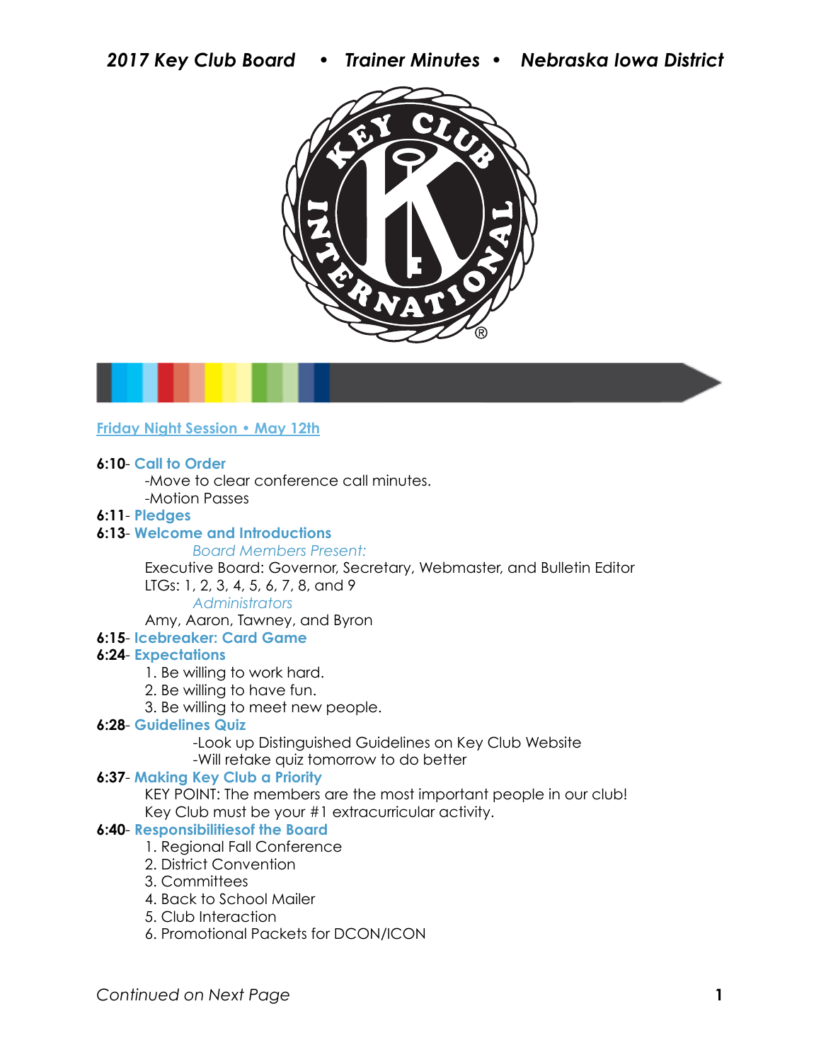# 2017 Key Club Board • Trainer Minutes • Nebraska Iowa District

## Friday Night Session • May 12th

**6:10**- **Call to Order**

-Move to clear conference call minutes.

-Motion Passes

**6:11**- **Pledges**

**6:13**- **Welcome and Introductions**

*Board Members Present:*

Executive Board: Governor, Secretary, Webmaster, and Bulletin Editor

LTGs: 1, 2, 3, 4, 5, 6, 7, 8, and 9

*Administrators*

Amy, Aaron, Tawney, and Byron

**6:15**- **Icebreaker: Card Game**

**6:24**- **Expectations**

1. Be willing to work hard.
2. Be willing to have fun.
3. Be willing to meet new people.

**6:28**- **Guidelines Quiz**

-Look up Distinguished Guidelines on Key Club Website

-Will retake quiz tomorrow to do better

**6:37**- **Making Key Club a Priority**

KEY POINT: The members are the most important people in our club!

Key Club must be your #1 extracurricular activity.

**6:40**- **Responsibilitiesof the Board**

1. Regional Fall Conference
2. District Convention
3. Committees
4. Back to School Mailer
5. Club Interaction
6. Promotional Packets for DCON/ICON

*Continued on Next Page*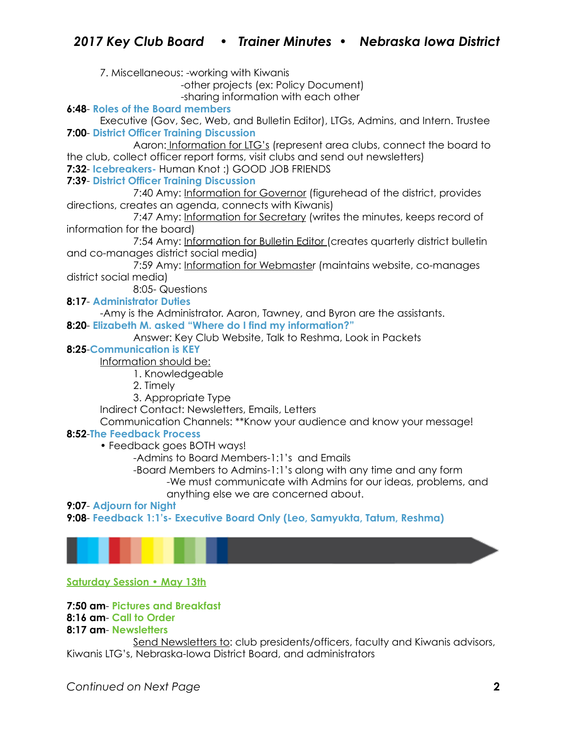7. Miscellaneous: -working with Kiwanis
-other projects (ex: Policy Document)
-sharing information with each other

**6:48**- **Roles of the Board members**

Executive (Gov, Sec, Web, and Bulletin Editor), LTGs, Admins, and Intern. Trustee

**7:00**- **District Officer Training Discussion**

Aaron: Information for LTG's (represent area clubs, connect the board to the club, collect officer report forms, visit clubs and send out newsletters)

**7:32**- **Icebreakers-** Human Knot :) GOOD JOB FRIENDS

**7:39**- **District Officer Training Discussion**

7:40 Amy: Information for Governor (figurehead of the district, provides directions, creates an agenda, connects with Kiwanis)

7:47 Amy: Information for Secretary (writes the minutes, keeps record of information for the board)

7:54 Amy: Information for Bulletin Editor (creates quarterly district bulletin and co-manages district social media)

7:59 Amy: Information for Webmaster (maintains website, co-manages district social media)

8:05- Questions

**8:17**- **Administrator Duties**

-Amy is the Administrator. Aaron, Tawney, and Byron are the assistants.

**8:20**- **Elizabeth M. asked "Where do I find my information?"**

Answer: Key Club Website, Talk to Reshma, Look in Packets

**8:25**-**Communication is KEY**

Information should be:

1. Knowledgeable
2. Timely
3. Appropriate Type

Indirect Contact: Newsletters, Emails, Letters

Communication Channels: **Know your audience and know your message!

**8:52**-**The Feedback Process**

- Feedback goes BOTH ways!
  - -Admins to Board Members-1:1's and Emails
  - -Board Members to Admins-1:1's along with any time and any form
    - -We must communicate with Admins for our ideas, problems, and anything else we are concerned about.

**9:07**- **Adjourn for Night**

**9:08**- **Feedback 1:1's- Executive Board Only (Leo, Samyukta, Tatum, Reshma)**

## Saturday Session • May 13th

**7:50 am**- **Pictures and Breakfast**

**8:16 am**- **Call to Order**

**8:17 am**- **Newsletters**

Send Newsletters to: club presidents/officers, faculty and Kiwanis advisors, Kiwanis LTG's, Nebraska-Iowa District Board, and administrators

*Continued on Next Page*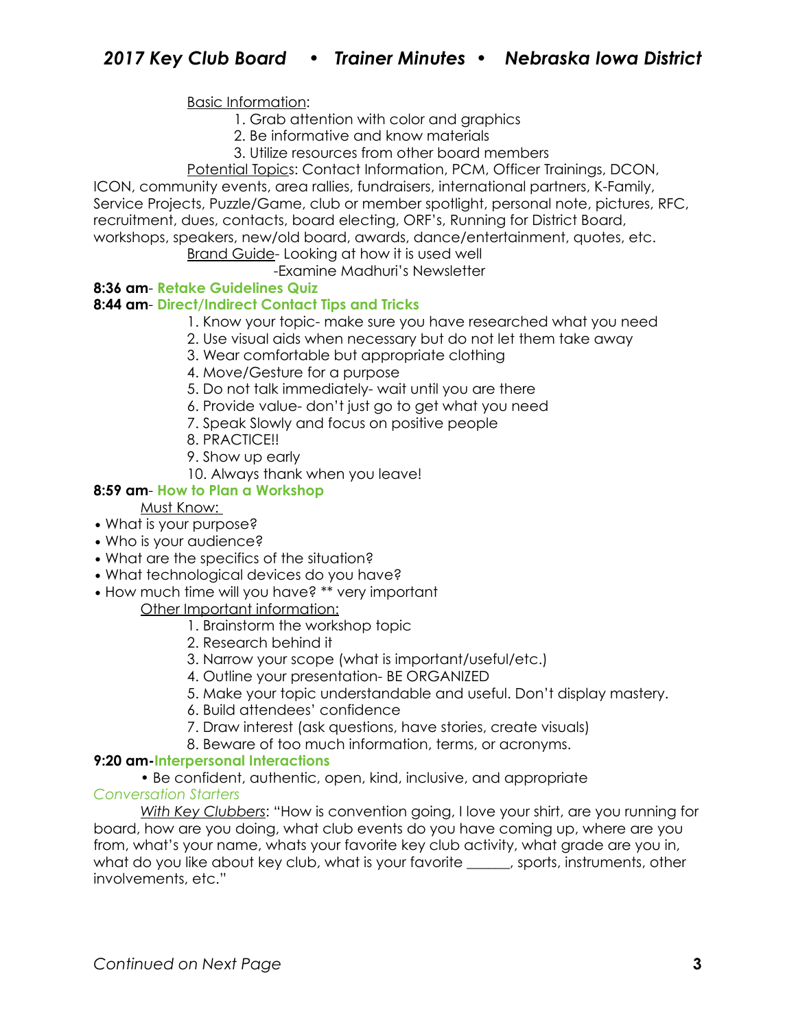Basic Information:

1. Grab attention with color and graphics
2. Be informative and know materials
3. Utilize resources from other board members

Potential Topics: Contact Information, PCM, Officer Trainings, DCON, ICON, community events, area rallies, fundraisers, international partners, K-Family, Service Projects, Puzzle/Game, club or member spotlight, personal note, pictures, RFC, recruitment, dues, contacts, board electing, ORF's, Running for District Board, workshops, speakers, new/old board, awards, dance/entertainment, quotes, etc.

Brand Guide- Looking at how it is used well

-Examine Madhuri's Newsletter

**8:36 am**- **Retake Guidelines Quiz**

**8:44 am**- **Direct/Indirect Contact Tips and Tricks**

1. Know your topic- make sure you have researched what you need
2. Use visual aids when necessary but do not let them take away
3. Wear comfortable but appropriate clothing
4. Move/Gesture for a purpose
5. Do not talk immediately- wait until you are there
6. Provide value- don't just go to get what you need
7. Speak Slowly and focus on positive people
8. PRACTICE!!
9. Show up early
10. Always thank when you leave!

**8:59 am**- **How to Plan a Workshop**

Must Know:

- What is your purpose?
- Who is your audience?
- What are the specifics of the situation?
- What technological devices do you have?
- How much time will you have? ** very important

Other Important information:

1. Brainstorm the workshop topic
2. Research behind it
3. Narrow your scope (what is important/useful/etc.)
4. Outline your presentation- BE ORGANIZED
5. Make your topic understandable and useful. Don't display mastery.
6. Build attendees' confidence
7. Draw interest (ask questions, have stories, create visuals)
8. Beware of too much information, terms, or acronyms.

**9:20 am**-**Interpersonal Interactions**

- Be confident, authentic, open, kind, inclusive, and appropriate

*Conversation Starters*

*With Key Clubbers*: "How is convention going, I love your shirt, are you running for board, how are you doing, what club events do you have coming up, where are you from, what's your name, whats your favorite key club activity, what grade are you in, what do you like about key club, what is your favorite ______, sports, instruments, other involvements, etc."

*Continued on Next Page*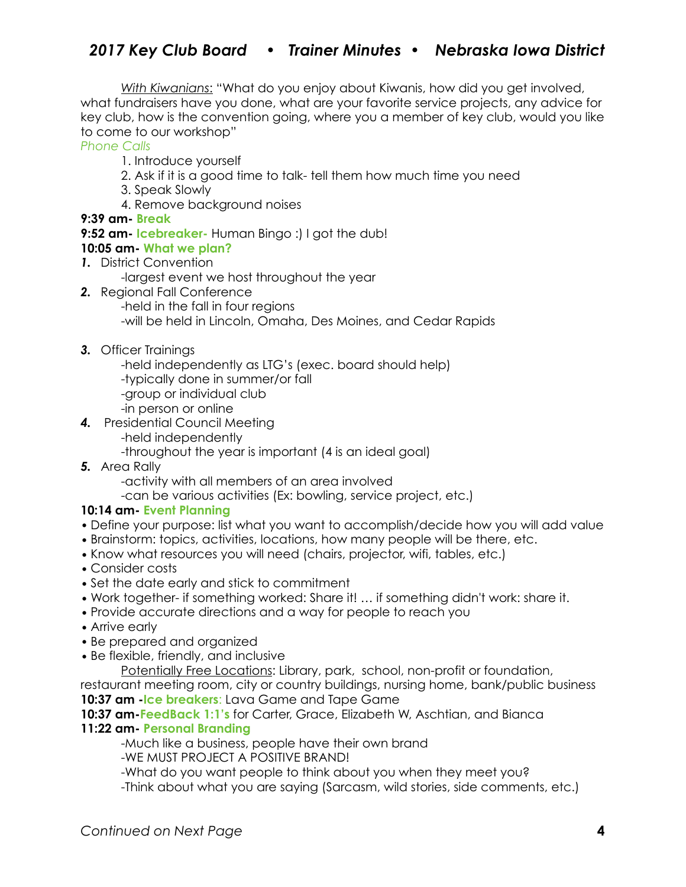<u>With Kiwanians</u>: "What do you enjoy about Kiwanis, how did you get involved, what fundraisers have you done, what are your favorite service projects, any advice for key club, how is the convention going, where you a member of key club, would you like to come to our workshop"

*Phone Calls*

1. Introduce yourself
2. Ask if it is a good time to talk- tell them how much time you need
3. Speak Slowly
4. Remove background noises

**9:39 am- Break**

**9:52 am- Icebreaker-** Human Bingo :) I got the dub!

**10:05 am- What we plan?**

1. District Convention
   - -largest event we host throughout the year
2. Regional Fall Conference
   - -held in the fall in four regions
   - -will be held in Lincoln, Omaha, Des Moines, and Cedar Rapids
3. Officer Trainings
   - -held independently as LTG's (exec. board should help)
   - -typically done in summer/or fall
   - -group or individual club
   - -in person or online
4. Presidential Council Meeting
   - -held independently
   - -throughout the year is important (4 is an ideal goal)
5. Area Rally
   - -activity with all members of an area involved
   - -can be various activities (Ex: bowling, service project, etc.)

**10:14 am- Event Planning**

- Define your purpose: list what you want to accomplish/decide how you will add value
- Brainstorm: topics, activities, locations, how many people will be there, etc.
- Know what resources you will need (chairs, projector, wifi, tables, etc.)
- Consider costs
- Set the date early and stick to commitment
- Work together- if something worked: Share it! … if something didn't work: share it.
- Provide accurate directions and a way for people to reach you
- Arrive early
- Be prepared and organized
- Be flexible, friendly, and inclusive

<u>Potentially Free Locations</u>: Library, park, school, non-profit or foundation, restaurant meeting room, city or country buildings, nursing home, bank/public business

**10:37 am -Ice breakers**: Lava Game and Tape Game

**10:37 am-FeedBack 1:1's** for Carter, Grace, Elizabeth W, Aschtian, and Bianca

**11:22 am- Personal Branding**

- -Much like a business, people have their own brand
- -WE MUST PROJECT A POSITIVE BRAND!
- -What do you want people to think about you when they meet you?
- -Think about what you are saying (Sarcasm, wild stories, side comments, etc.)

*Continued on Next Page*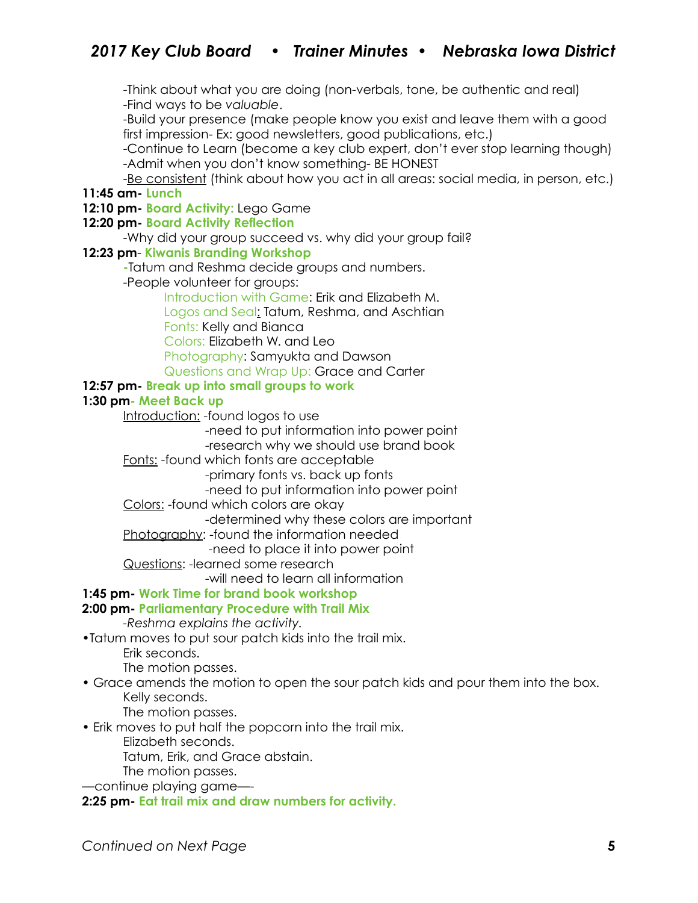-Think about what you are doing (non-verbals, tone, be authentic and real)
-Find ways to be *valuable*.
-Build your presence (make people know you exist and leave them with a good first impression- Ex: good newsletters, good publications, etc.)
-Continue to Learn (become a key club expert, don't ever stop learning though)
-Admit when you don't know something- BE HONEST
-Be consistent (think about how you act in all areas: social media, in person, etc.)

**11:45 am- Lunch**

**12:10 pm- Board Activity:** Lego Game

**12:20 pm- Board Activity Reflection**

-Why did your group succeed vs. why did your group fail?

**12:23 pm- Kiwanis Branding Workshop**

-Tatum and Reshma decide groups and numbers.
-People volunteer for groups:

- Introduction with Game: Erik and Elizabeth M.
- Logos and Seal: Tatum, Reshma, and Aschtian
- Fonts: Kelly and Bianca
- Colors: Elizabeth W. and Leo
- Photography: Samyukta and Dawson
- Questions and Wrap Up: Grace and Carter

**12:57 pm- Break up into small groups to work**

**1:30 pm- Meet Back up**

Introduction: -found logos to use
-need to put information into power point
-research why we should use brand book

Fonts: -found which fonts are acceptable
-primary fonts vs. back up fonts
-need to put information into power point

Colors: -found which colors are okay
-determined why these colors are important

Photography: -found the information needed
-need to place it into power point

Questions: -learned some research
-will need to learn all information

**1:45 pm- Work Time for brand book workshop**

**2:00 pm- Parliamentary Procedure with Trail Mix**

*-Reshma explains the activity.*

- Tatum moves to put sour patch kids into the trail mix.
  Erik seconds.
  The motion passes.
- Grace amends the motion to open the sour patch kids and pour them into the box.
  Kelly seconds.
  The motion passes.
- Erik moves to put half the popcorn into the trail mix.
  Elizabeth seconds.
  Tatum, Erik, and Grace abstain.
  The motion passes.

—continue playing game—-

**2:25 pm- Eat trail mix and draw numbers for activity.**

*Continued on Next Page*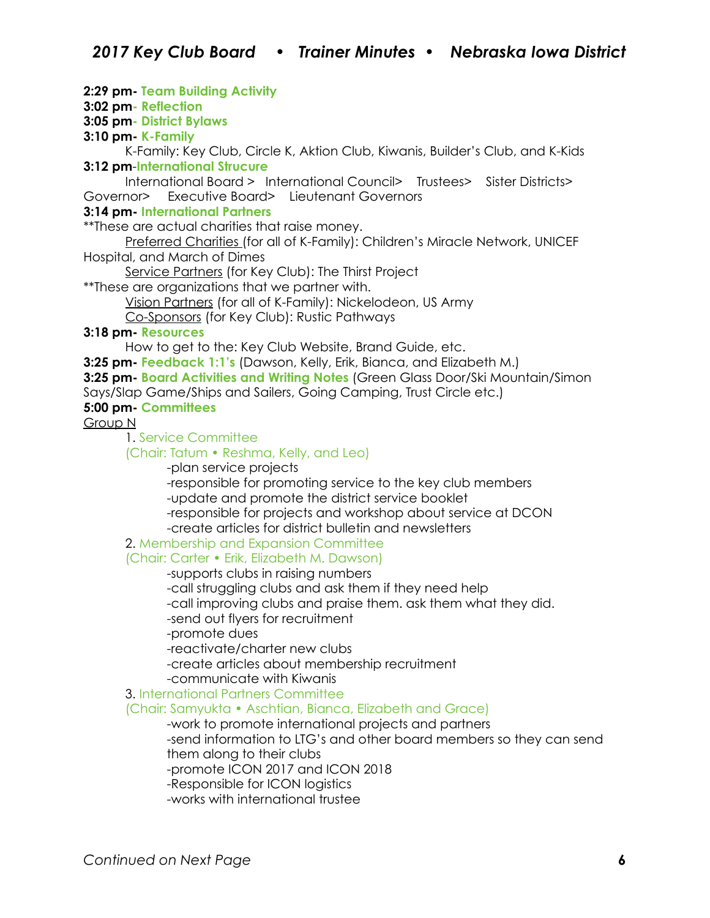**2:29 pm- Team Building Activity**
**3:02 pm- Reflection**
**3:05 pm- District Bylaws**
**3:10 pm- K-Family**

K-Family: Key Club, Circle K, Aktion Club, Kiwanis, Builder's Club, and K-Kids

**3:12 pm-International Strucure**

International Board > International Council> Trustees> Sister Districts> Governor> Executive Board> Lieutenant Governors

**3:14 pm- International Partners**

**These are actual charities that raise money.

<u>Preferred Charities</u> (for all of K-Family): Children's Miracle Network, UNICEF Hospital, and March of Dimes

<u>Service Partners</u> (for Key Club): The Thirst Project

**These are organizations that we partner with.

<u>Vision Partners</u> (for all of K-Family): Nickelodeon, US Army

<u>Co-Sponsors</u> (for Key Club): Rustic Pathways

**3:18 pm- Resources**

How to get to the: Key Club Website, Brand Guide, etc.

**3:25 pm- Feedback 1:1's** (Dawson, Kelly, Erik, Bianca, and Elizabeth M.)

**3:25 pm- Board Activities and Writing Notes** (Green Glass Door/Ski Mountain/Simon Says/Slap Game/Ships and Sailers, Going Camping, Trust Circle etc.)

**5:00 pm- Committees**

<u>Group N</u>

1. Service Committee
(Chair: Tatum • Reshma, Kelly, and Leo)
   - plan service projects
   - responsible for promoting service to the key club members
   - update and promote the district service booklet
   - responsible for projects and workshop about service at DCON
   - create articles for district bulletin and newsletters
2. Membership and Expansion Committee
(Chair: Carter • Erik, Elizabeth M. Dawson)
   - supports clubs in raising numbers
   - call struggling clubs and ask them if they need help
   - call improving clubs and praise them. ask them what they did.
   - send out flyers for recruitment
   - promote dues
   - reactivate/charter new clubs
   - create articles about membership recruitment
   - communicate with Kiwanis
3. International Partners Committee
(Chair: Samyukta • Aschtian, Bianca, Elizabeth and Grace)
   - work to promote international projects and partners
   - send information to LTG's and other board members so they can send them along to their clubs
   - promote ICON 2017 and ICON 2018
   - Responsible for ICON logistics
   - works with international trustee

*Continued on Next Page*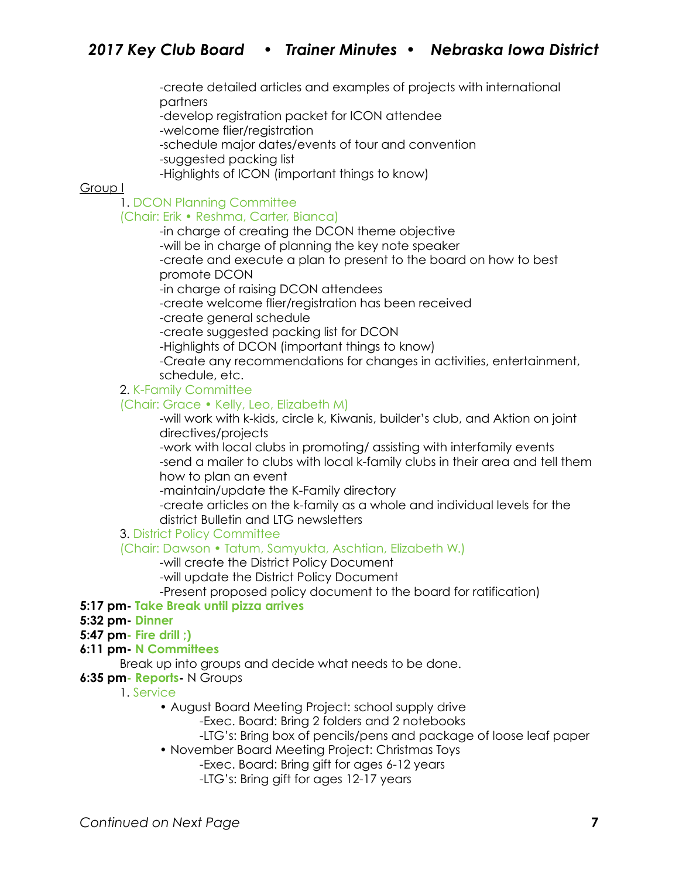-create detailed articles and examples of projects with international partners
-develop registration packet for ICON attendee
-welcome flier/registration
-schedule major dates/events of tour and convention
-suggested packing list
-Highlights of ICON (important things to know)

<u>Group I</u>

1. DCON Planning Committee
(Chair: Erik • Reshma, Carter, Bianca)
    -in charge of creating the DCON theme objective
    -will be in charge of planning the key note speaker
    -create and execute a plan to present to the board on how to best promote DCON
    -in charge of raising DCON attendees
    -create welcome flier/registration has been received
    -create general schedule
    -create suggested packing list for DCON
    -Highlights of DCON (important things to know)
    -Create any recommendations for changes in activities, entertainment, schedule, etc.
2. K-Family Committee
(Chair: Grace • Kelly, Leo, Elizabeth M)
    -will work with k-kids, circle k, Kiwanis, builder's club, and Aktion on joint directives/projects
    -work with local clubs in promoting/ assisting with interfamily events
    -send a mailer to clubs with local k-family clubs in their area and tell them how to plan an event
    -maintain/update the K-Family directory
    -create articles on the k-family as a whole and individual levels for the district Bulletin and LTG newsletters
3. District Policy Committee
(Chair: Dawson • Tatum, Samyukta, Aschtian, Elizabeth W.)
    -will create the District Policy Document
    -will update the District Policy Document
    -Present proposed policy document to the board for ratification)

**5:17 pm- Take Break until pizza arrives**
**5:32 pm- Dinner**
**5:47 pm- Fire drill ;)**
**6:11 pm- N Committees**
Break up into groups and decide what needs to be done.
**6:35 pm- Reports-** N Groups

1. Service
    - August Board Meeting Project: school supply drive
        -Exec. Board: Bring 2 folders and 2 notebooks
        -LTG's: Bring box of pencils/pens and package of loose leaf paper
    - November Board Meeting Project: Christmas Toys
        -Exec. Board: Bring gift for ages 6-12 years
        -LTG's: Bring gift for ages 12-17 years

*Continued on Next Page*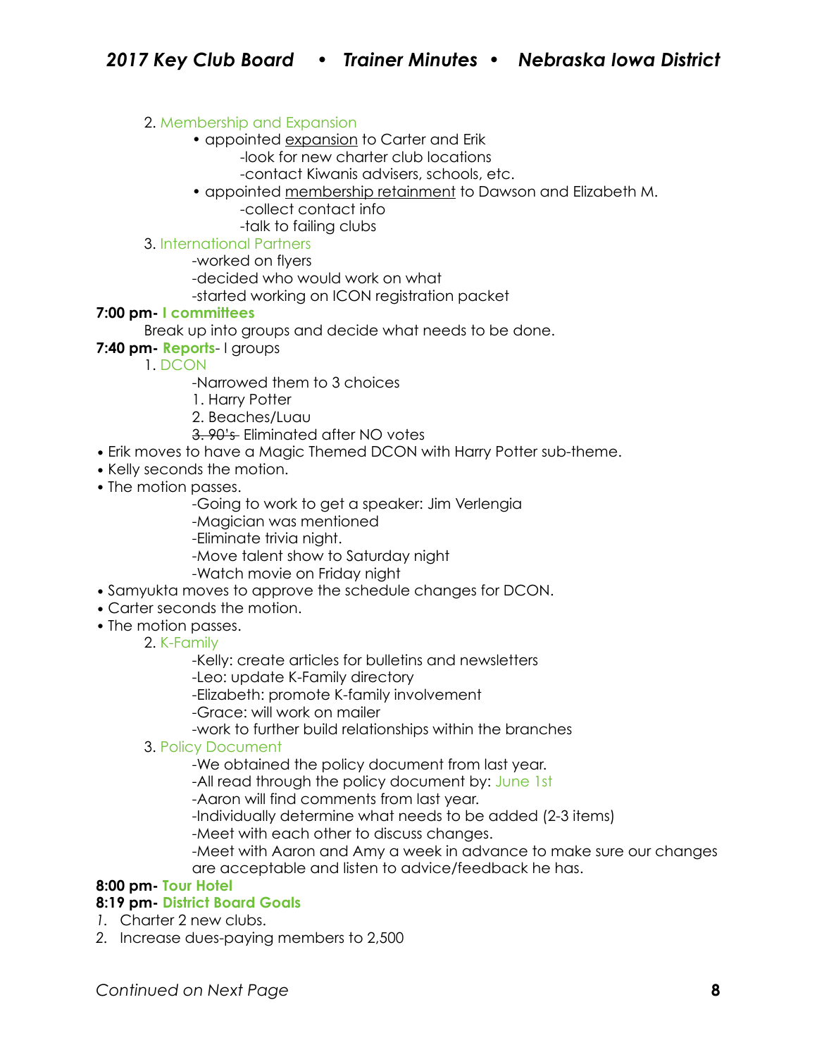2. Membership and Expansion
    - appointed expansion to Carter and Erik
        - -look for new charter club locations
        - -contact Kiwanis advisers, schools, etc.
    - appointed membership retainment to Dawson and Elizabeth M.
        - -collect contact info
        - -talk to failing clubs

3. International Partners
    - -worked on flyers
    - -decided who would work on what
    - -started working on ICON registration packet

**7:00 pm- I committees**

Break up into groups and decide what needs to be done.

**7:40 pm- Reports**- I groups

1. DCON
    - -Narrowed them to 3 choices
    - 1. Harry Potter
    - 2. Beaches/Luau
    - ~~3. 90's~~ Eliminated after NO votes

- Erik moves to have a Magic Themed DCON with Harry Potter sub-theme.
- Kelly seconds the motion.
- The motion passes.
    - -Going to work to get a speaker: Jim Verlengia
    - -Magician was mentioned
    - -Eliminate trivia night.
    - -Move talent show to Saturday night
    - -Watch movie on Friday night
- Samyukta moves to approve the schedule changes for DCON.
- Carter seconds the motion.
- The motion passes.

2. K-Family
    - -Kelly: create articles for bulletins and newsletters
    - -Leo: update K-Family directory
    - -Elizabeth: promote K-family involvement
    - -Grace: will work on mailer
    - -work to further build relationships within the branches

3. Policy Document
    - -We obtained the policy document from last year.
    - -All read through the policy document by: June 1st
    - -Aaron will find comments from last year.
    - -Individually determine what needs to be added (2-3 items)
    - -Meet with each other to discuss changes.
    - -Meet with Aaron and Amy a week in advance to make sure our changes are acceptable and listen to advice/feedback he has.

**8:00 pm- Tour Hotel**

**8:19 pm- District Board Goals**

1. Charter 2 new clubs.
2. Increase dues-paying members to 2,500

*Continued on Next Page*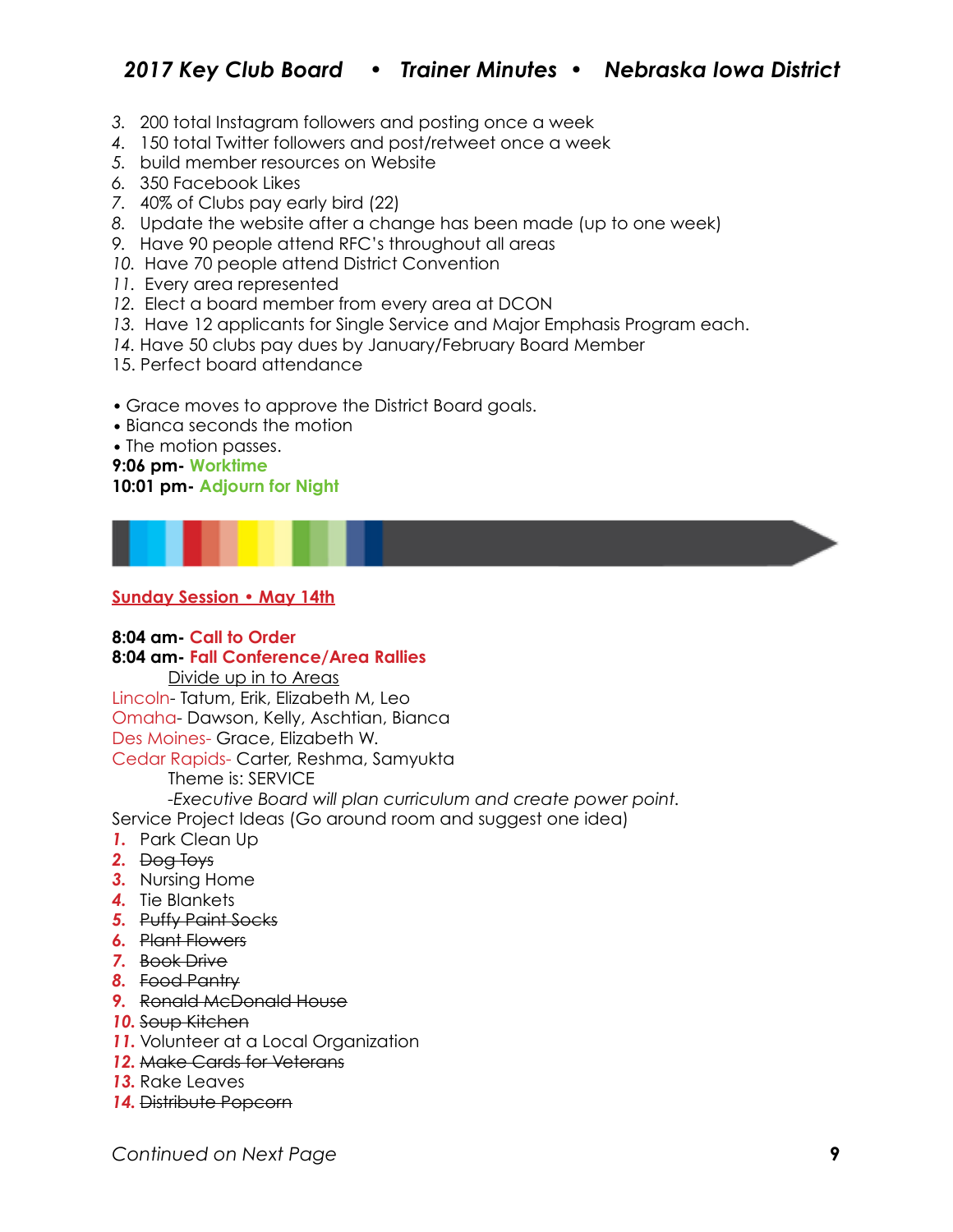3. 200 total Instagram followers and posting once a week
4. 150 total Twitter followers and post/retweet once a week
5. build member resources on Website
6. 350 Facebook Likes
7. 40% of Clubs pay early bird (22)
8. Update the website after a change has been made (up to one week)
9. Have 90 people attend RFC's throughout all areas
10. Have 70 people attend District Convention
11. Every area represented
12. Elect a board member from every area at DCON
13. Have 12 applicants for Single Service and Major Emphasis Program each.
14. Have 50 clubs pay dues by January/February Board Member
15. Perfect board attendance

- Grace moves to approve the District Board goals.
- Bianca seconds the motion
- The motion passes.

**9:06 pm- Worktime**
**10:01 pm- Adjourn for Night**

## Sunday Session • May 14th

**8:04 am- Call to Order**
**8:04 am- Fall Conference/Area Rallies**

Divide up in to Areas

Lincoln- Tatum, Erik, Elizabeth M, Leo
Omaha- Dawson, Kelly, Aschtian, Bianca
Des Moines- Grace, Elizabeth W.
Cedar Rapids- Carter, Reshma, Samyukta

Theme is: SERVICE

*-Executive Board will plan curriculum and create power point.*

Service Project Ideas (Go around room and suggest one idea)

1. Park Clean Up
2. ~~Dog Toys~~
3. Nursing Home
4. Tie Blankets
5. ~~Puffy Paint Socks~~
6. ~~Plant Flowers~~
7. ~~Book Drive~~
8. ~~Food Pantry~~
9. ~~Ronald McDonald House~~
10. ~~Soup Kitchen~~
11. Volunteer at a Local Organization
12. ~~Make Cards for Veterans~~
13. Rake Leaves
14. ~~Distribute Popcorn~~

*Continued on Next Page*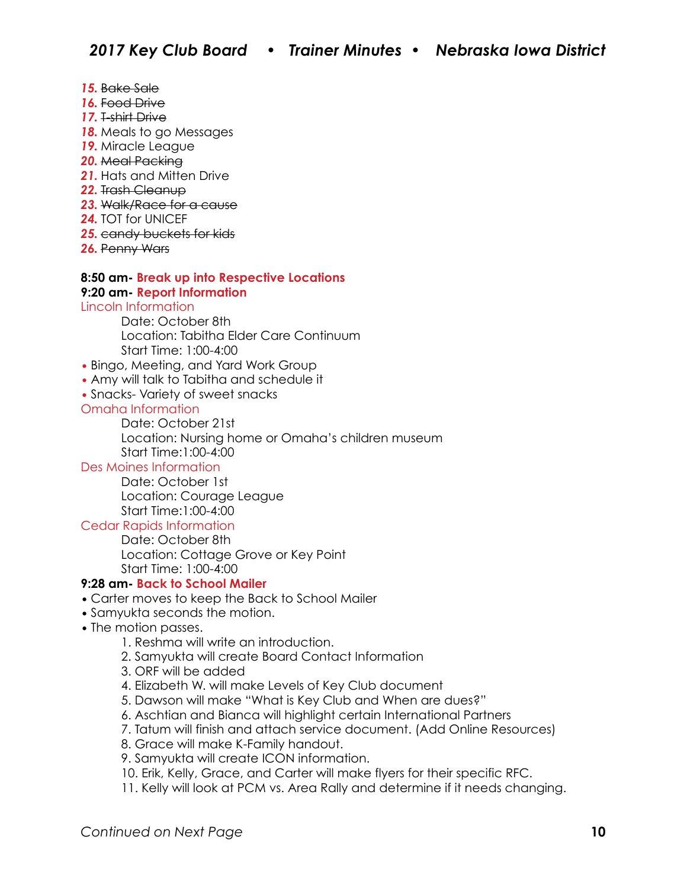15. ~~Bake Sale~~
16. ~~Food Drive~~
17. ~~T-shirt Drive~~
18. Meals to go Messages
19. Miracle League
20. ~~Meal Packing~~
21. Hats and Mitten Drive
22. ~~Trash Cleanup~~
23. ~~Walk/Race for a cause~~
24. TOT for UNICEF
25. ~~candy buckets for kids~~
26. ~~Penny Wars~~

**8:50 am- Break up into Respective Locations**

**9:20 am- Report Information**

Lincoln Information

Date: October 8th
Location: Tabitha Elder Care Continuum
Start Time: 1:00-4:00

- Bingo, Meeting, and Yard Work Group
- Amy will talk to Tabitha and schedule it
- Snacks- Variety of sweet snacks

Omaha Information

Date: October 21st
Location: Nursing home or Omaha's children museum
Start Time:1:00-4:00

Des Moines Information

Date: October 1st
Location: Courage League
Start Time:1:00-4:00

Cedar Rapids Information

Date: October 8th
Location: Cottage Grove or Key Point
Start Time: 1:00-4:00

**9:28 am- Back to School Mailer**

- Carter moves to keep the Back to School Mailer
- Samyukta seconds the motion.
- The motion passes.

1. Reshma will write an introduction.
2. Samyukta will create Board Contact Information
3. ORF will be added
4. Elizabeth W. will make Levels of Key Club document
5. Dawson will make "What is Key Club and When are dues?"
6. Aschtian and Bianca will highlight certain International Partners
7. Tatum will finish and attach service document. (Add Online Resources)
8. Grace will make K-Family handout.
9. Samyukta will create ICON information.
10. Erik, Kelly, Grace, and Carter will make flyers for their specific RFC.
11. Kelly will look at PCM vs. Area Rally and determine if it needs changing.

*Continued on Next Page*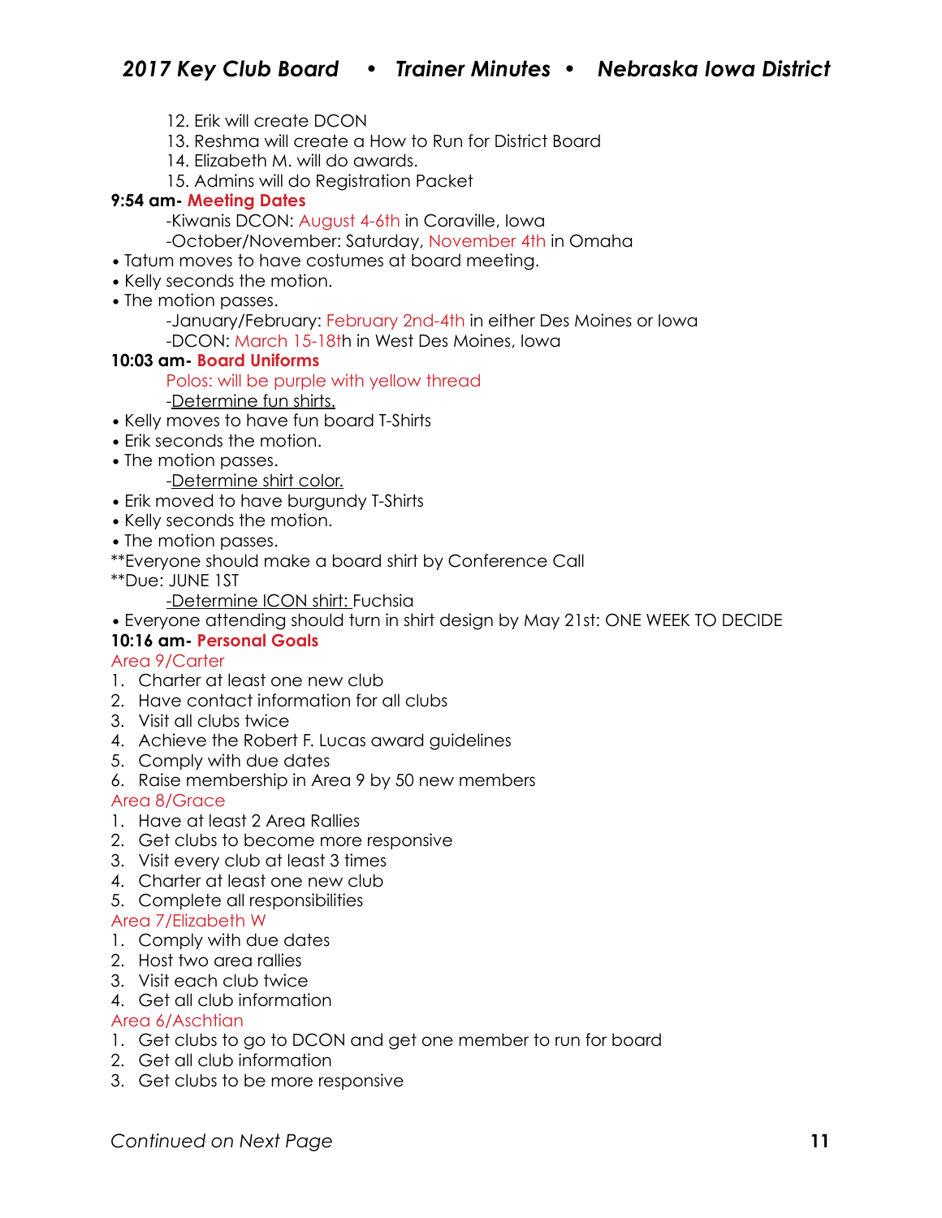12. Erik will create DCON
13. Reshma will create a How to Run for District Board
14. Elizabeth M. will do awards.
15. Admins will do Registration Packet

**9:54 am- Meeting Dates**

-Kiwanis DCON: August 4-6th in Coraville, Iowa

-October/November: Saturday, November 4th in Omaha

- Tatum moves to have costumes at board meeting.
- Kelly seconds the motion.
- The motion passes.

-January/February: February 2nd-4th in either Des Moines or Iowa

-DCON: March 15-18th in West Des Moines, Iowa

**10:03 am- Board Uniforms**

Polos: will be purple with yellow thread

-Determine fun shirts.

- Kelly moves to have fun board T-Shirts
- Erik seconds the motion.
- The motion passes.

-Determine shirt color.

- Erik moved to have burgundy T-Shirts
- Kelly seconds the motion.
- The motion passes.

**Everyone should make a board shirt by Conference Call

**Due: JUNE 1ST

-Determine ICON shirt: Fuchsia

- Everyone attending should turn in shirt design by May 21st: ONE WEEK TO DECIDE

**10:16 am- Personal Goals**

Area 9/Carter

1. Charter at least one new club
2. Have contact information for all clubs
3. Visit all clubs twice
4. Achieve the Robert F. Lucas award guidelines
5. Comply with due dates
6. Raise membership in Area 9 by 50 new members

Area 8/Grace

1. Have at least 2 Area Rallies
2. Get clubs to become more responsive
3. Visit every club at least 3 times
4. Charter at least one new club
5. Complete all responsibilities

Area 7/Elizabeth W

1. Comply with due dates
2. Host two area rallies
3. Visit each club twice
4. Get all club information

Area 6/Aschtian

1. Get clubs to go to DCON and get one member to run for board
2. Get all club information
3. Get clubs to be more responsive

*Continued on Next Page*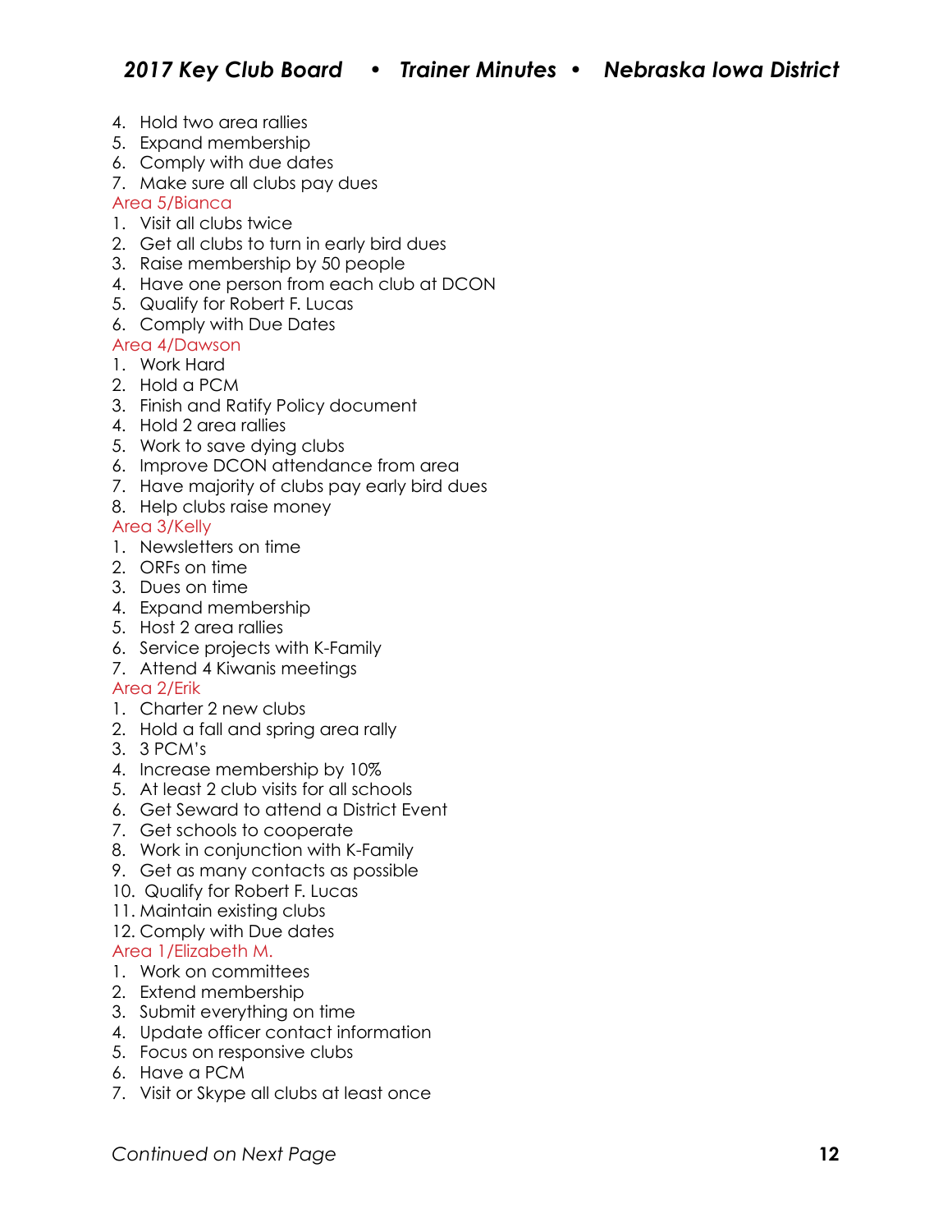4. Hold two area rallies
5. Expand membership
6. Comply with due dates
7. Make sure all clubs pay dues

Area 5/Bianca

1. Visit all clubs twice
2. Get all clubs to turn in early bird dues
3. Raise membership by 50 people
4. Have one person from each club at DCON
5. Qualify for Robert F. Lucas
6. Comply with Due Dates

Area 4/Dawson

1. Work Hard
2. Hold a PCM
3. Finish and Ratify Policy document
4. Hold 2 area rallies
5. Work to save dying clubs
6. Improve DCON attendance from area
7. Have majority of clubs pay early bird dues
8. Help clubs raise money

Area 3/Kelly

1. Newsletters on time
2. ORFs on time
3. Dues on time
4. Expand membership
5. Host 2 area rallies
6. Service projects with K-Family
7. Attend 4 Kiwanis meetings

Area 2/Erik

1. Charter 2 new clubs
2. Hold a fall and spring area rally
3. 3 PCM's
4. Increase membership by 10%
5. At least 2 club visits for all schools
6. Get Seward to attend a District Event
7. Get schools to cooperate
8. Work in conjunction with K-Family
9. Get as many contacts as possible
10. Qualify for Robert F. Lucas
11. Maintain existing clubs
12. Comply with Due dates

Area 1/Elizabeth M.

1. Work on committees
2. Extend membership
3. Submit everything on time
4. Update officer contact information
5. Focus on responsive clubs
6. Have a PCM
7. Visit or Skype all clubs at least once

*Continued on Next Page*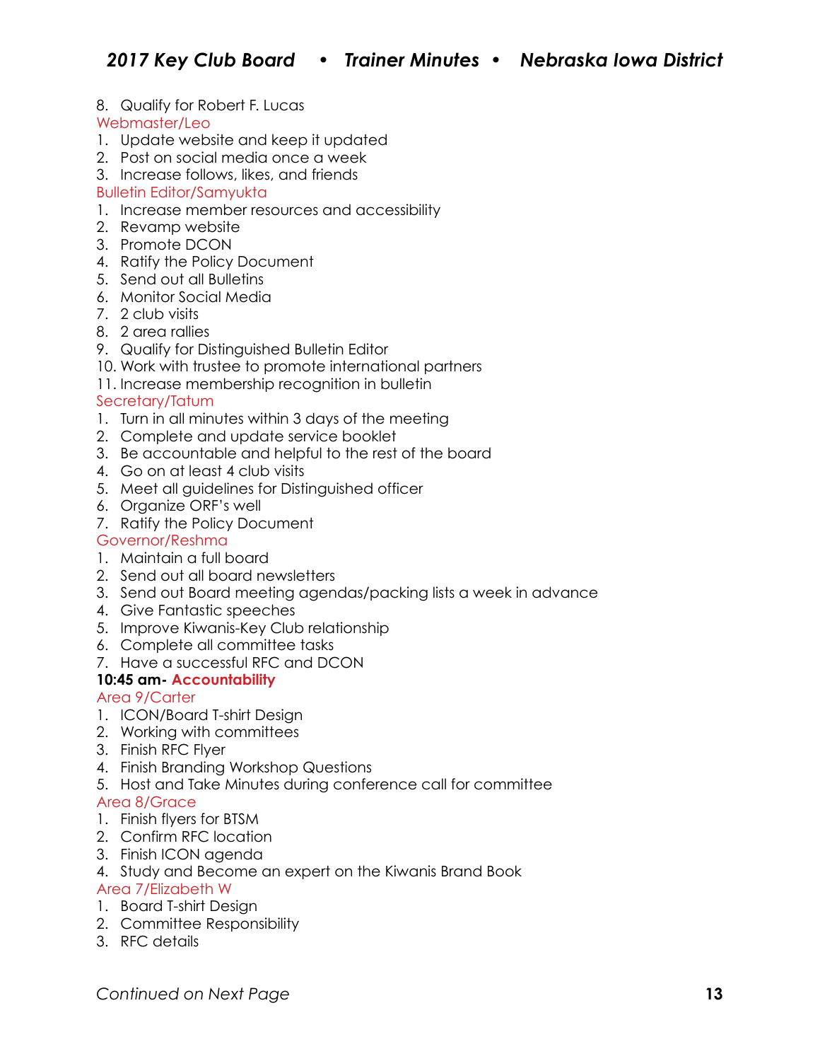8. Qualify for Robert F. Lucas

Webmaster/Leo

1. Update website and keep it updated
2. Post on social media once a week
3. Increase follows, likes, and friends

Bulletin Editor/Samyukta

1. Increase member resources and accessibility
2. Revamp website
3. Promote DCON
4. Ratify the Policy Document
5. Send out all Bulletins
6. Monitor Social Media
7. 2 club visits
8. 2 area rallies
9. Qualify for Distinguished Bulletin Editor
10. Work with trustee to promote international partners
11. Increase membership recognition in bulletin

Secretary/Tatum

1. Turn in all minutes within 3 days of the meeting
2. Complete and update service booklet
3. Be accountable and helpful to the rest of the board
4. Go on at least 4 club visits
5. Meet all guidelines for Distinguished officer
6. Organize ORF's well
7. Ratify the Policy Document

Governor/Reshma

1. Maintain a full board
2. Send out all board newsletters
3. Send out Board meeting agendas/packing lists a week in advance
4. Give Fantastic speeches
5. Improve Kiwanis-Key Club relationship
6. Complete all committee tasks
7. Have a successful RFC and DCON

**10:45 am- Accountability**

Area 9/Carter

1. ICON/Board T-shirt Design
2. Working with committees
3. Finish RFC Flyer
4. Finish Branding Workshop Questions
5. Host and Take Minutes during conference call for committee

Area 8/Grace

1. Finish flyers for BTSM
2. Confirm RFC location
3. Finish ICON agenda
4. Study and Become an expert on the Kiwanis Brand Book

Area 7/Elizabeth W

1. Board T-shirt Design
2. Committee Responsibility
3. RFC details

*Continued on Next Page*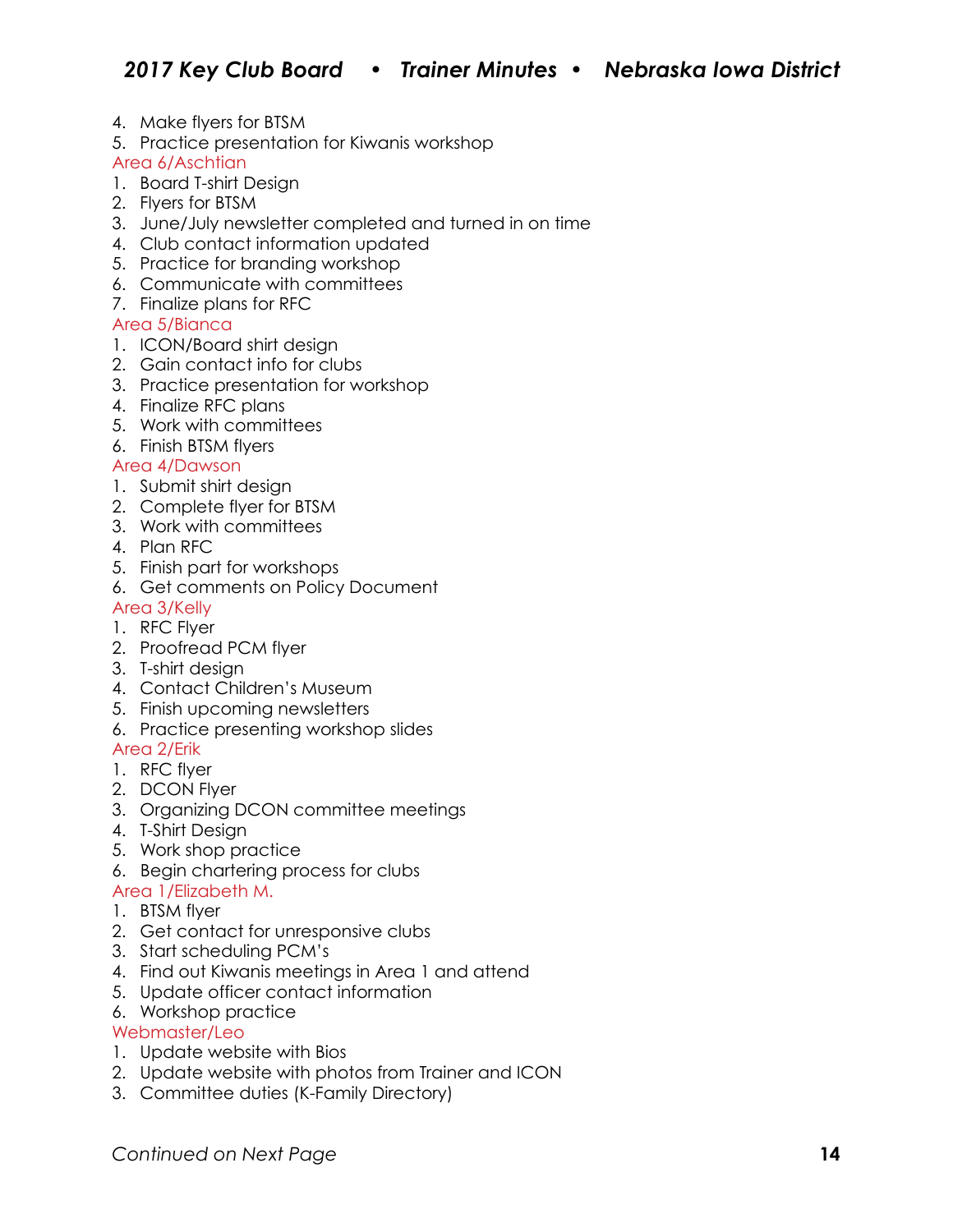4. Make flyers for BTSM
5. Practice presentation for Kiwanis workshop

Area 6/Aschtian

1. Board T-shirt Design
2. Flyers for BTSM
3. June/July newsletter completed and turned in on time
4. Club contact information updated
5. Practice for branding workshop
6. Communicate with committees
7. Finalize plans for RFC

Area 5/Bianca

1. ICON/Board shirt design
2. Gain contact info for clubs
3. Practice presentation for workshop
4. Finalize RFC plans
5. Work with committees
6. Finish BTSM flyers

Area 4/Dawson

1. Submit shirt design
2. Complete flyer for BTSM
3. Work with committees
4. Plan RFC
5. Finish part for workshops
6. Get comments on Policy Document

Area 3/Kelly

1. RFC Flyer
2. Proofread PCM flyer
3. T-shirt design
4. Contact Children's Museum
5. Finish upcoming newsletters
6. Practice presenting workshop slides

Area 2/Erik

1. RFC flyer
2. DCON Flyer
3. Organizing DCON committee meetings
4. T-Shirt Design
5. Work shop practice
6. Begin chartering process for clubs

Area 1/Elizabeth M.

1. BTSM flyer
2. Get contact for unresponsive clubs
3. Start scheduling PCM's
4. Find out Kiwanis meetings in Area 1 and attend
5. Update officer contact information
6. Workshop practice

Webmaster/Leo

1. Update website with Bios
2. Update website with photos from Trainer and ICON
3. Committee duties (K-Family Directory)

*Continued on Next Page*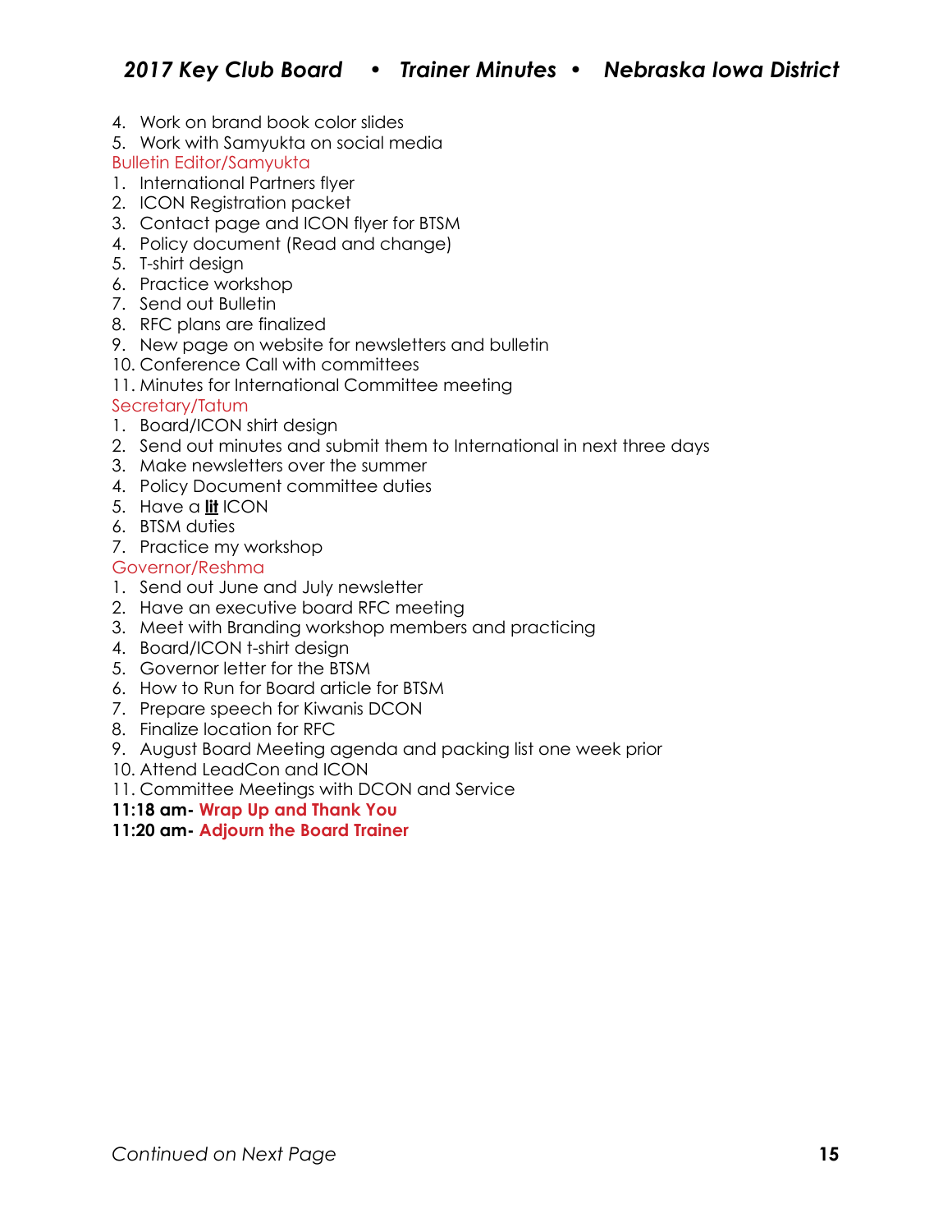4. Work on brand book color slides
5. Work with Samyukta on social media

Bulletin Editor/Samyukta

1. International Partners flyer
2. ICON Registration packet
3. Contact page and ICON flyer for BTSM
4. Policy document (Read and change)
5. T-shirt design
6. Practice workshop
7. Send out Bulletin
8. RFC plans are finalized
9. New page on website for newsletters and bulletin
10. Conference Call with committees
11. Minutes for International Committee meeting

Secretary/Tatum

1. Board/ICON shirt design
2. Send out minutes and submit them to International in next three days
3. Make newsletters over the summer
4. Policy Document committee duties
5. Have a **lit** ICON
6. BTSM duties
7. Practice my workshop

Governor/Reshma

1. Send out June and July newsletter
2. Have an executive board RFC meeting
3. Meet with Branding workshop members and practicing
4. Board/ICON t-shirt design
5. Governor letter for the BTSM
6. How to Run for Board article for BTSM
7. Prepare speech for Kiwanis DCON
8. Finalize location for RFC
9. August Board Meeting agenda and packing list one week prior
10. Attend LeadCon and ICON
11. Committee Meetings with DCON and Service

**11:18 am- Wrap Up and Thank You**

**11:20 am- Adjourn the Board Trainer**

*Continued on Next Page*